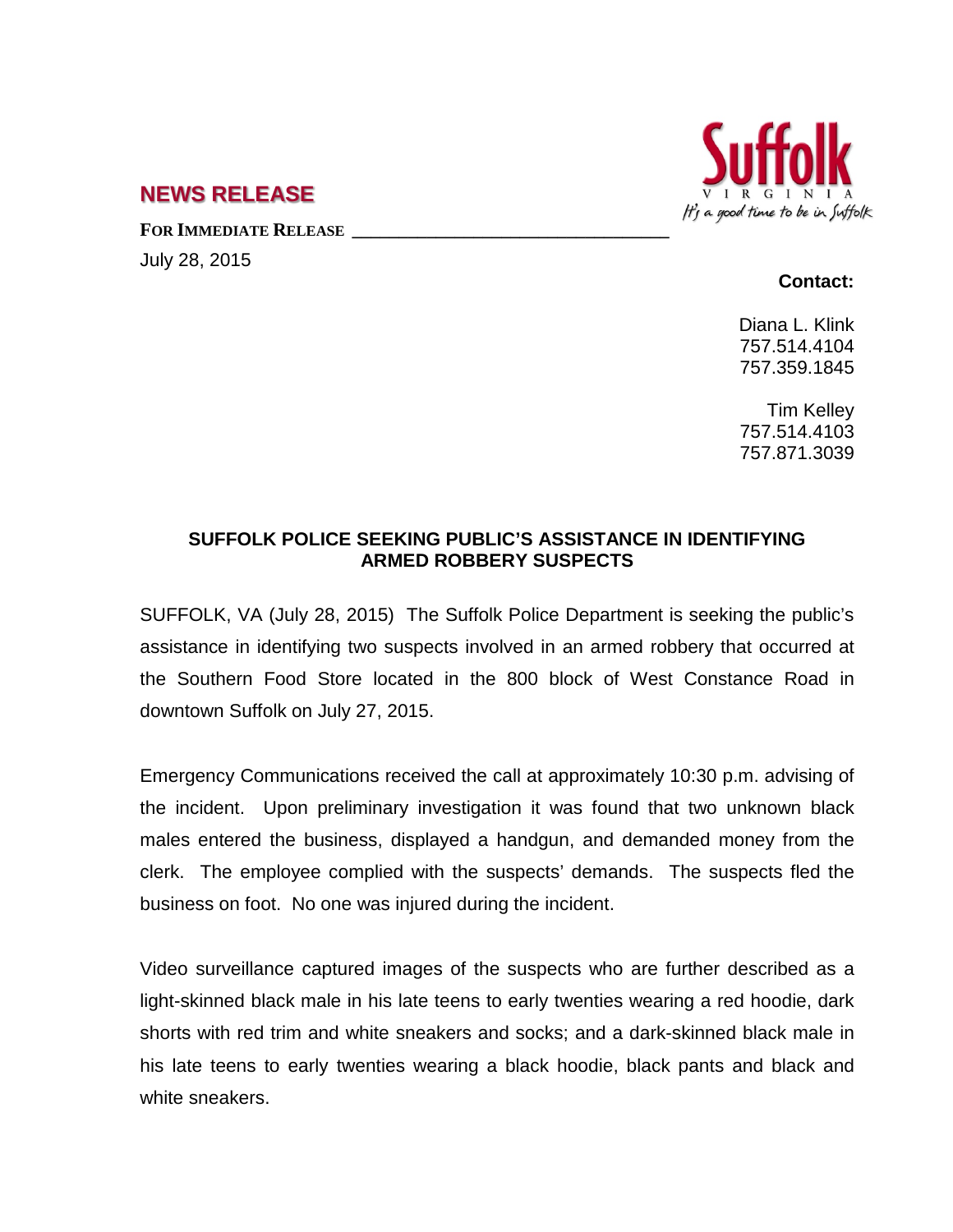Suffolk
VIRGINIA
It's a good time to be in Suffolk

## NEWS RELEASE

**FOR IMMEDIATE RELEASE**

July 28, 2015

**Contact:**

Diana L. Klink
757.514.4104
757.359.1845

Tim Kelley
757.514.4103
757.871.3039

### SUFFOLK POLICE SEEKING PUBLIC'S ASSISTANCE IN IDENTIFYING ARMED ROBBERY SUSPECTS

SUFFOLK, VA (July 28, 2015) The Suffolk Police Department is seeking the public's assistance in identifying two suspects involved in an armed robbery that occurred at the Southern Food Store located in the 800 block of West Constance Road in downtown Suffolk on July 27, 2015.

Emergency Communications received the call at approximately 10:30 p.m. advising of the incident. Upon preliminary investigation it was found that two unknown black males entered the business, displayed a handgun, and demanded money from the clerk. The employee complied with the suspects' demands. The suspects fled the business on foot. No one was injured during the incident.

Video surveillance captured images of the suspects who are further described as a light-skinned black male in his late teens to early twenties wearing a red hoodie, dark shorts with red trim and white sneakers and socks; and a dark-skinned black male in his late teens to early twenties wearing a black hoodie, black pants and black and white sneakers.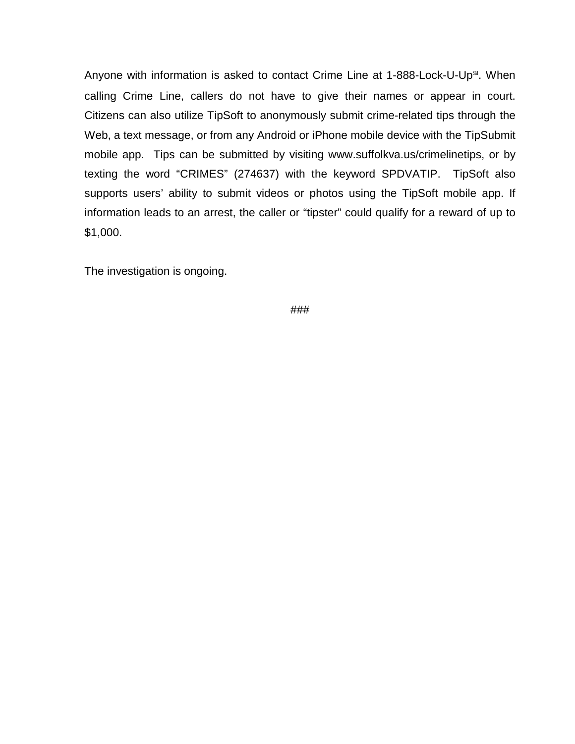Anyone with information is asked to contact Crime Line at 1-888-Lock-U-Up℠. When calling Crime Line, callers do not have to give their names or appear in court. Citizens can also utilize TipSoft to anonymously submit crime-related tips through the Web, a text message, or from any Android or iPhone mobile device with the TipSubmit mobile app. Tips can be submitted by visiting www.suffolkva.us/crimelinetips, or by texting the word "CRIMES" (274637) with the keyword SPDVATIP. TipSoft also supports users' ability to submit videos or photos using the TipSoft mobile app. If information leads to an arrest, the caller or "tipster" could qualify for a reward of up to $1,000.

The investigation is ongoing.

###